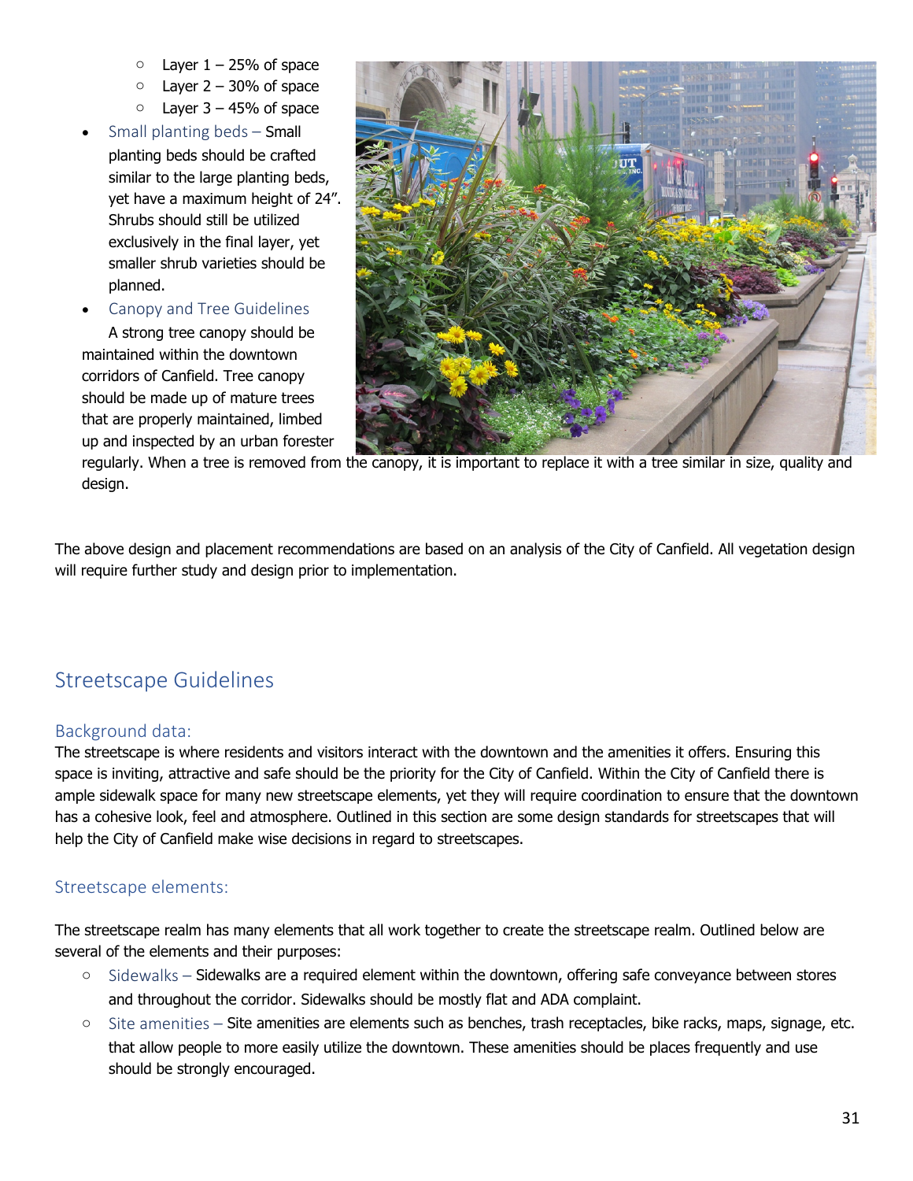- Layer 1 – 25% of space
- Layer 2 – 30% of space
- Layer 3 – 45% of space

- Small planting beds – Small planting beds should be crafted similar to the large planting beds, yet have a maximum height of 24". Shrubs should still be utilized exclusively in the final layer, yet smaller shrub varieties should be planned.
- Canopy and Tree Guidelines

  A strong tree canopy should be maintained within the downtown corridors of Canfield. Tree canopy should be made up of mature trees that are properly maintained, limbed up and inspected by an urban forester regularly. When a tree is removed from the canopy, it is important to replace it with a tree similar in size, quality and design.

The above design and placement recommendations are based on an analysis of the City of Canfield. All vegetation design will require further study and design prior to implementation.

## Streetscape Guidelines

### Background data:

The streetscape is where residents and visitors interact with the downtown and the amenities it offers. Ensuring this space is inviting, attractive and safe should be the priority for the City of Canfield. Within the City of Canfield there is ample sidewalk space for many new streetscape elements, yet they will require coordination to ensure that the downtown has a cohesive look, feel and atmosphere. Outlined in this section are some design standards for streetscapes that will help the City of Canfield make wise decisions in regard to streetscapes.

### Streetscape elements:

The streetscape realm has many elements that all work together to create the streetscape realm. Outlined below are several of the elements and their purposes:

- Sidewalks – Sidewalks are a required element within the downtown, offering safe conveyance between stores and throughout the corridor. Sidewalks should be mostly flat and ADA complaint.
- Site amenities – Site amenities are elements such as benches, trash receptacles, bike racks, maps, signage, etc. that allow people to more easily utilize the downtown. These amenities should be places frequently and use should be strongly encouraged.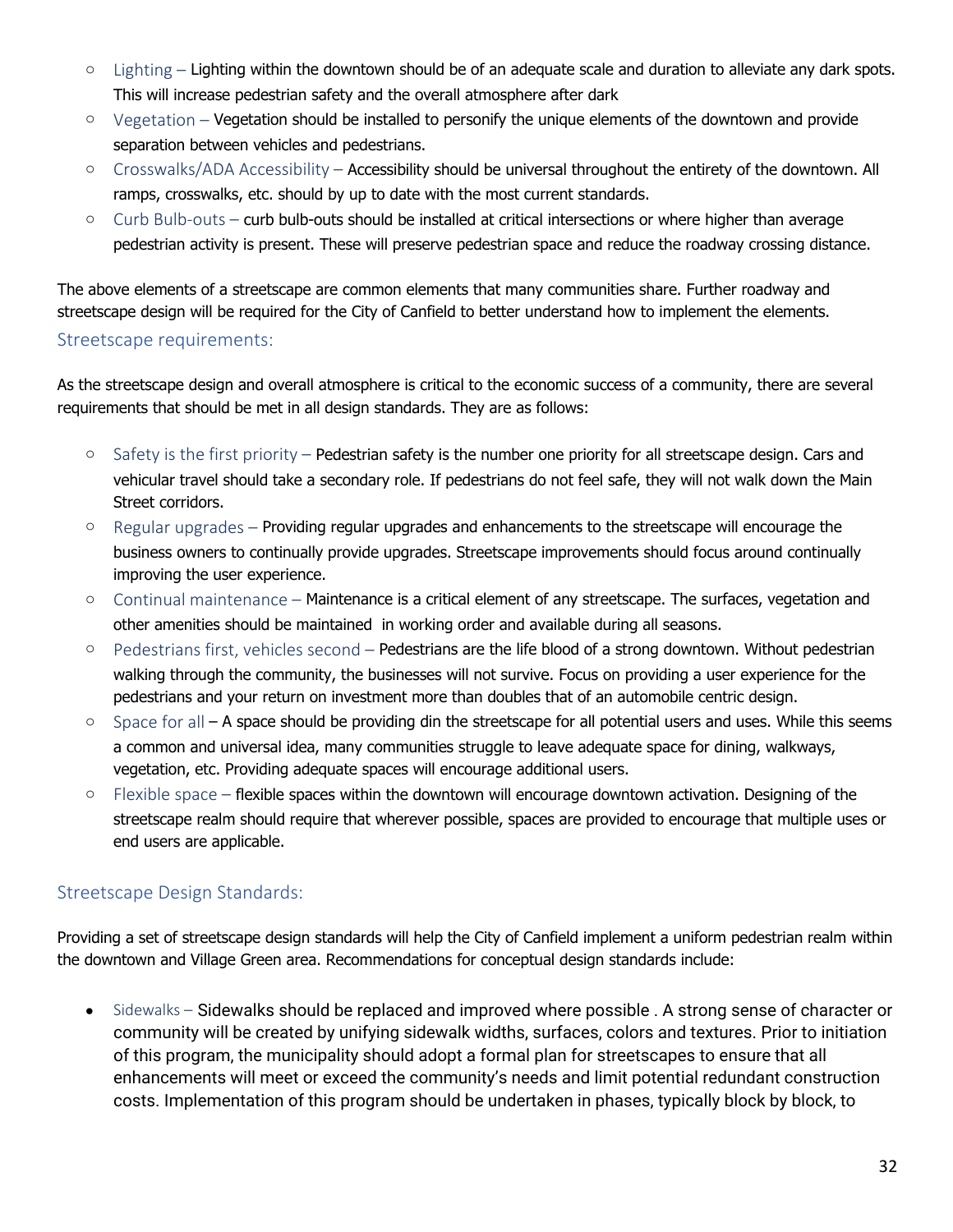- Lighting – Lighting within the downtown should be of an adequate scale and duration to alleviate any dark spots. This will increase pedestrian safety and the overall atmosphere after dark
- Vegetation – Vegetation should be installed to personify the unique elements of the downtown and provide separation between vehicles and pedestrians.
- Crosswalks/ADA Accessibility – Accessibility should be universal throughout the entirety of the downtown. All ramps, crosswalks, etc. should by up to date with the most current standards.
- Curb Bulb-outs – curb bulb-outs should be installed at critical intersections or where higher than average pedestrian activity is present. These will preserve pedestrian space and reduce the roadway crossing distance.

The above elements of a streetscape are common elements that many communities share. Further roadway and streetscape design will be required for the City of Canfield to better understand how to implement the elements.

## Streetscape requirements:

As the streetscape design and overall atmosphere is critical to the economic success of a community, there are several requirements that should be met in all design standards. They are as follows:

- Safety is the first priority – Pedestrian safety is the number one priority for all streetscape design. Cars and vehicular travel should take a secondary role. If pedestrians do not feel safe, they will not walk down the Main Street corridors.
- Regular upgrades – Providing regular upgrades and enhancements to the streetscape will encourage the business owners to continually provide upgrades. Streetscape improvements should focus around continually improving the user experience.
- Continual maintenance – Maintenance is a critical element of any streetscape. The surfaces, vegetation and other amenities should be maintained in working order and available during all seasons.
- Pedestrians first, vehicles second – Pedestrians are the life blood of a strong downtown. Without pedestrian walking through the community, the businesses will not survive. Focus on providing a user experience for the pedestrians and your return on investment more than doubles that of an automobile centric design.
- Space for all – A space should be providing din the streetscape for all potential users and uses. While this seems a common and universal idea, many communities struggle to leave adequate space for dining, walkways, vegetation, etc. Providing adequate spaces will encourage additional users.
- Flexible space – flexible spaces within the downtown will encourage downtown activation. Designing of the streetscape realm should require that wherever possible, spaces are provided to encourage that multiple uses or end users are applicable.

## Streetscape Design Standards:

Providing a set of streetscape design standards will help the City of Canfield implement a uniform pedestrian realm within the downtown and Village Green area. Recommendations for conceptual design standards include:

- Sidewalks – Sidewalks should be replaced and improved where possible . A strong sense of character or community will be created by unifying sidewalk widths, surfaces, colors and textures. Prior to initiation of this program, the municipality should adopt a formal plan for streetscapes to ensure that all enhancements will meet or exceed the community's needs and limit potential redundant construction costs. Implementation of this program should be undertaken in phases, typically block by block, to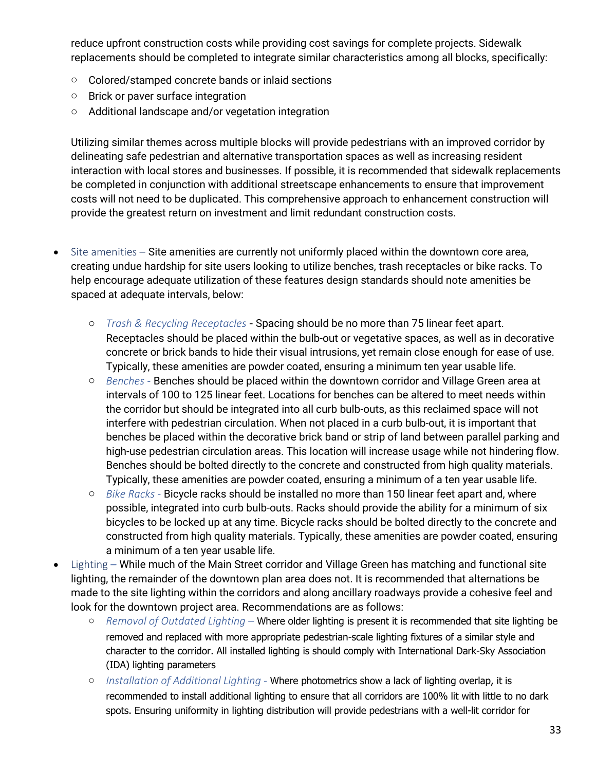reduce upfront construction costs while providing cost savings for complete projects. Sidewalk replacements should be completed to integrate similar characteristics among all blocks, specifically:

- Colored/stamped concrete bands or inlaid sections
- Brick or paver surface integration
- Additional landscape and/or vegetation integration

Utilizing similar themes across multiple blocks will provide pedestrians with an improved corridor by delineating safe pedestrian and alternative transportation spaces as well as increasing resident interaction with local stores and businesses. If possible, it is recommended that sidewalk replacements be completed in conjunction with additional streetscape enhancements to ensure that improvement costs will not need to be duplicated. This comprehensive approach to enhancement construction will provide the greatest return on investment and limit redundant construction costs.

- Site amenities – Site amenities are currently not uniformly placed within the downtown core area, creating undue hardship for site users looking to utilize benches, trash receptacles or bike racks. To help encourage adequate utilization of these features design standards should note amenities be spaced at adequate intervals, below:
    - *Trash & Recycling Receptacles* - Spacing should be no more than 75 linear feet apart. Receptacles should be placed within the bulb-out or vegetative spaces, as well as in decorative concrete or brick bands to hide their visual intrusions, yet remain close enough for ease of use. Typically, these amenities are powder coated, ensuring a minimum ten year usable life.
    - *Benches* - Benches should be placed within the downtown corridor and Village Green area at intervals of 100 to 125 linear feet. Locations for benches can be altered to meet needs within the corridor but should be integrated into all curb bulb-outs, as this reclaimed space will not interfere with pedestrian circulation. When not placed in a curb bulb-out, it is important that benches be placed within the decorative brick band or strip of land between parallel parking and high-use pedestrian circulation areas. This location will increase usage while not hindering flow. Benches should be bolted directly to the concrete and constructed from high quality materials. Typically, these amenities are powder coated, ensuring a minimum of a ten year usable life.
    - *Bike Racks* - Bicycle racks should be installed no more than 150 linear feet apart and, where possible, integrated into curb bulb-outs. Racks should provide the ability for a minimum of six bicycles to be locked up at any time. Bicycle racks should be bolted directly to the concrete and constructed from high quality materials. Typically, these amenities are powder coated, ensuring a minimum of a ten year usable life.
- Lighting – While much of the Main Street corridor and Village Green has matching and functional site lighting, the remainder of the downtown plan area does not. It is recommended that alternations be made to the site lighting within the corridors and along ancillary roadways provide a cohesive feel and look for the downtown project area. Recommendations are as follows:
    - *Removal of Outdated Lighting* – Where older lighting is present it is recommended that site lighting be removed and replaced with more appropriate pedestrian-scale lighting fixtures of a similar style and character to the corridor. All installed lighting is should comply with International Dark-Sky Association (IDA) lighting parameters
    - *Installation of Additional Lighting* - Where photometrics show a lack of lighting overlap, it is recommended to install additional lighting to ensure that all corridors are 100% lit with little to no dark spots. Ensuring uniformity in lighting distribution will provide pedestrians with a well-lit corridor for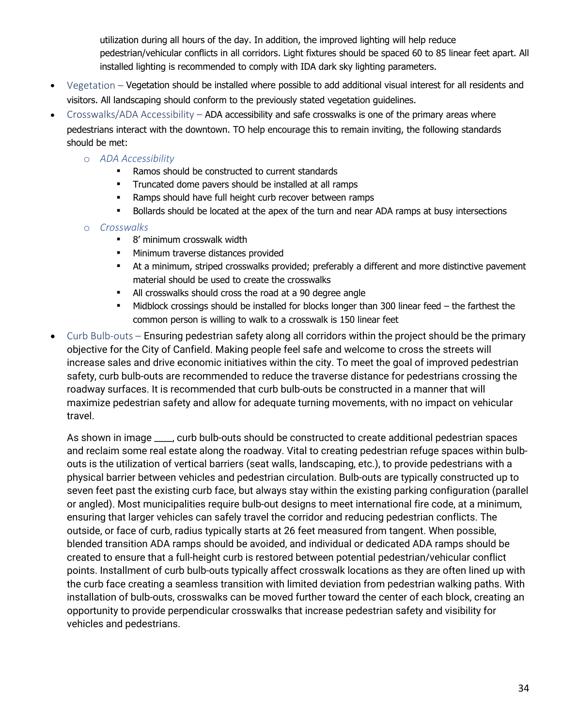utilization during all hours of the day. In addition, the improved lighting will help reduce pedestrian/vehicular conflicts in all corridors. Light fixtures should be spaced 60 to 85 linear feet apart. All installed lighting is recommended to comply with IDA dark sky lighting parameters.

- Vegetation – Vegetation should be installed where possible to add additional visual interest for all residents and visitors. All landscaping should conform to the previously stated vegetation guidelines.
- Crosswalks/ADA Accessibility – ADA accessibility and safe crosswalks is one of the primary areas where pedestrians interact with the downtown. TO help encourage this to remain inviting, the following standards should be met:
  - *ADA Accessibility*
    - Ramos should be constructed to current standards
    - Truncated dome pavers should be installed at all ramps
    - Ramps should have full height curb recover between ramps
    - Bollards should be located at the apex of the turn and near ADA ramps at busy intersections
  - *Crosswalks*
    - 8' minimum crosswalk width
    - Minimum traverse distances provided
    - At a minimum, striped crosswalks provided; preferably a different and more distinctive pavement material should be used to create the crosswalks
    - All crosswalks should cross the road at a 90 degree angle
    - Midblock crossings should be installed for blocks longer than 300 linear feed – the farthest the common person is willing to walk to a crosswalk is 150 linear feet
- Curb Bulb-outs – Ensuring pedestrian safety along all corridors within the project should be the primary objective for the City of Canfield. Making people feel safe and welcome to cross the streets will increase sales and drive economic initiatives within the city. To meet the goal of improved pedestrian safety, curb bulb-outs are recommended to reduce the traverse distance for pedestrians crossing the roadway surfaces. It is recommended that curb bulb-outs be constructed in a manner that will maximize pedestrian safety and allow for adequate turning movements, with no impact on vehicular travel.

  As shown in image ____, curb bulb-outs should be constructed to create additional pedestrian spaces and reclaim some real estate along the roadway. Vital to creating pedestrian refuge spaces within bulb-outs is the utilization of vertical barriers (seat walls, landscaping, etc.), to provide pedestrians with a physical barrier between vehicles and pedestrian circulation. Bulb-outs are typically constructed up to seven feet past the existing curb face, but always stay within the existing parking configuration (parallel or angled). Most municipalities require bulb-out designs to meet international fire code, at a minimum, ensuring that larger vehicles can safely travel the corridor and reducing pedestrian conflicts. The outside, or face of curb, radius typically starts at 26 feet measured from tangent. When possible, blended transition ADA ramps should be avoided, and individual or dedicated ADA ramps should be created to ensure that a full-height curb is restored between potential pedestrian/vehicular conflict points. Installment of curb bulb-outs typically affect crosswalk locations as they are often lined up with the curb face creating a seamless transition with limited deviation from pedestrian walking paths. With installation of bulb-outs, crosswalks can be moved further toward the center of each block, creating an opportunity to provide perpendicular crosswalks that increase pedestrian safety and visibility for vehicles and pedestrians.